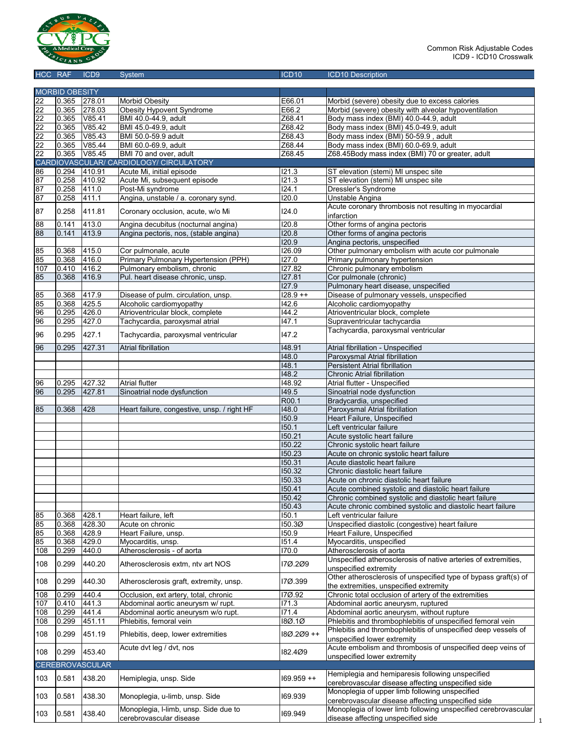Common Risk Adjustable Codes
ICD9 - ICD10 Crosswalk

| HCC | RAF | ICD9 | System | ICD10 | ICD10 Description |
|---|---|---|---|---|---|
| MORBID OBESITY | | | | | |
| 22 | 0.365 | 278.01 | Morbid Obesity | E66.01 | Morbid (severe) obesity due to excess calories |
| 22 | 0.365 | 278.03 | Obesity Hypovent Syndrome | E66.2 | Morbid (severe) obesity with alveolar hypoventilation |
| 22 | 0.365 | V85.41 | BMI 40.0-44.9, adult | Z68.41 | Body mass index (BMI) 40.0-44.9, adult |
| 22 | 0.365 | V85.42 | BMI 45.0-49.9, adult | Z68.42 | Body mass index (BMI) 45.0-49.9, adult |
| 22 | 0.365 | V85.43 | BMI 50.0-59.9 adult | Z68.43 | Body mass index (BMI) 50-59.9 , adult |
| 22 | 0.365 | V85.44 | BMI 60.0-69.9, adult | Z68.44 | Body mass index (BMI) 60.0-69.9, adult |
| 22 | 0.365 | V85.45 | BMI 70 and over, adult | Z68.45 | Z68.45Body mass index (BMI) 70 or greater, adult |
| CARDIOVASCULAR/ CARDIOLOGY/ CIRCULATORY | | | | | |
| 86 | 0.294 | 410.91 | Acute Mi, initial episode | I21.3 | ST elevation (stemi) MI unspec site |
| 87 | 0.258 | 410.92 | Acute Mi, subsequent episode | I21.3 | ST elevation (stemi) MI unspec site |
| 87 | 0.258 | 411.0 | Post-Mi syndrome | I24.1 | Dressler's Syndrome |
| 87 | 0.258 | 411.1 | Angina, unstable / a. coronary synd. | I20.0 | Unstable Angina |
| 87 | 0.258 | 411.81 | Coronary occlusion, acute, w/o Mi | I24.0 | Acute coronary thrombosis not resulting in myocardial infarction |
| 88 | 0.141 | 413.0 | Angina decubitus (nocturnal angina) | I20.8 | Other forms of angina pectoris |
| 88 | 0.141 | 413.9 | Angina pectoris, nos, (stable angina) | I20.8 | Other forms of angina pectoris |
| | | | | I20.9 | Angina pectoris, unspecified |
| 85 | 0.368 | 415.0 | Cor pulmonale, acute | I26.09 | Other pulmonary embolism with acute cor pulmonale |
| 85 | 0.368 | 416.0 | Primary Pulmonary Hypertension (PPH) | I27.0 | Primary pulmonary hypertension |
| 107 | 0.410 | 416.2 | Pulmonary embolism, chronic | I27.82 | Chronic pulmonary embolism |
| 85 | 0.368 | 416.9 | Pul. heart disease chronic, unsp. | I27.81 | Cor pulmonale (chronic) |
| | | | | I27.9 | Pulmonary heart disease, unspecified |
| 85 | 0.368 | 417.9 | Disease of pulm. circulation, unsp. | I28.9 ++ | Disease of pulmonary vessels, unspecified |
| 85 | 0.368 | 425.5 | Alcoholic cardiomyopathy | I42.6 | Alcoholic cardiomyopathy |
| 96 | 0.295 | 426.0 | Atrioventricular block, complete | I44.2 | Atrioventricular block, complete |
| 96 | 0.295 | 427.0 | Tachycardia, paroxysmal atrial | I47.1 | Supraventricular tachycardia |
| 96 | 0.295 | 427.1 | Tachycardia, paroxysmal ventricular | I47.2 | Tachycardia, paroxysmal ventricular |
| 96 | 0.295 | 427.31 | Atrial fibrillation | I48.91 | Atrial fibrillation - Unspecified |
| | | | | I48.0 | Paroxysmal Atrial fibrillation |
| | | | | I48.1 | Persistent Atrial fibrillation |
| | | | | I48.2 | Chronic Atrial fibrillation |
| 96 | 0.295 | 427.32 | Atrial flutter | I48.92 | Atrial flutter - Unspecified |
| 96 | 0.295 | 427.81 | Sinoatrial node dysfunction | I49.5 | Sinoatrial node dysfunction |
| | | | | R00.1 | Bradycardia, unspecified |
| 85 | 0.368 | 428 | Heart failure, congestive, unsp. / right HF | I48.0 | Paroxysmal Atrial fibrillation |
| | | | | I50.9 | Heart Failure, Unspecified |
| | | | | I50.1 | Left ventricular failure |
| | | | | I50.21 | Acute systolic heart failure |
| | | | | I50.22 | Chronic systolic heart failure |
| | | | | I50.23 | Acute on chronic systolic heart failure |
| | | | | I50.31 | Acute diastolic heart failure |
| | | | | I50.32 | Chronic diastolic heart failure |
| | | | | I50.33 | Acute on chronic diastolic heart failure |
| | | | | I50.41 | Acute combined systolic and diastolic heart failure |
| | | | | I50.42 | Chronic combined systolic and diastolic heart failure |
| | | | | I50.43 | Acute chronic combined systolic and diastolic heart failure |
| 85 | 0.368 | 428.1 | Heart failure, left | I50.1 | Left ventricular failure |
| 85 | 0.368 | 428.30 | Acute on chronic | I50.3Ø | Unspecified diastolic (congestive) heart failure |
| 85 | 0.368 | 428.9 | Heart Failure, unsp. | I50.9 | Heart Failure, Unspecified |
| 85 | 0.368 | 429.0 | Myocarditis, unsp. | I51.4 | Myocarditis, unspecified |
| 108 | 0.299 | 440.0 | Atherosclerosis - of aorta | I70.0 | Atherosclerosis of aorta |
| 108 | 0.299 | 440.20 | Atherosclerosis extm, ntv art NOS | I7Ø.2Ø9 | Unspecified atherosclerosis of native arteries of extremities, unspecified extremity |
| 108 | 0.299 | 440.30 | Atherosclerosis graft, extremity, unsp. | I7Ø.399 | Other atherosclerosis of unspecified type of bypass graft(s) of the extremities, unspecified extremity |
| 108 | 0.299 | 440.4 | Occlusion, ext artery, total, chronic | I7Ø.92 | Chronic total occlusion of artery of the extremities |
| 107 | 0.410 | 441.3 | Abdominal aortic aneurysm w/ rupt. | I71.3 | Abdominal aortic aneurysm, ruptured |
| 108 | 0.299 | 441.4 | Abdominal aortic aneurysm w/o rupt. | I71.4 | Abdominal aortic aneurysm, without rupture |
| 108 | 0.299 | 451.11 | Phlebitis, femoral vein | I8Ø.1Ø | Phlebitis and thrombophlebitis of unspecified femoral vein |
| 108 | 0.299 | 451.19 | Phlebitis, deep, lower extremities | I8Ø.2Ø9 ++ | Phlebitis and thrombophlebitis of unspecified deep vessels of unspecified lower extremity |
| 108 | 0.299 | 453.40 | Acute dvt leg / dvt, nos | I82.4Ø9 | Acute embolism and thrombosis of unspecified deep veins of unspecified lower extremity |
| CEREBROVASCULAR | | | | | |
| 103 | 0.581 | 438.20 | Hemiplegia, unsp. Side | I69.959 ++ | Hemiplegia and hemiparesis following unspecified cerebrovascular disease affecting unspecified side |
| 103 | 0.581 | 438.30 | Monoplegia, u-limb, unsp. Side | I69.939 | Monoplegia of upper limb following unspecified cerebrovascular disease affecting unspecified side |
| 103 | 0.581 | 438.40 | Monoplegia, l-limb, unsp. Side due to cerebrovascular disease | I69.949 | Monoplegia of lower limb following unspecified cerebrovascular disease affecting unspecified side |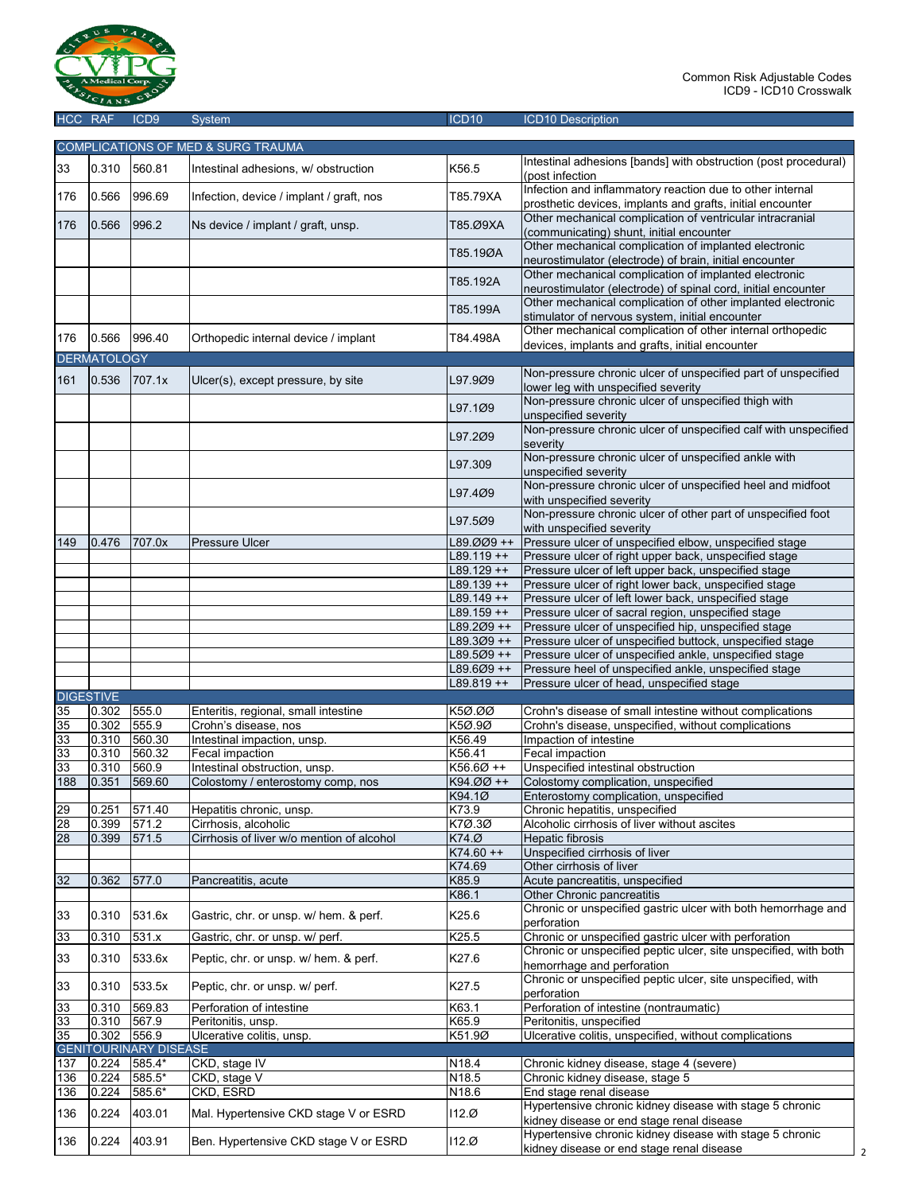Common Risk Adjustable Codes
ICD9 - ICD10 Crosswalk

| HCC | RAF | ICD9 | System | ICD10 | ICD10 Description |
|---|---|---|---|---|---|
| COMPLICATIONS OF MED & SURG TRAUMA | | | | | |
| 33 | 0.310 | 560.81 | Intestinal adhesions, w/ obstruction | K56.5 | Intestinal adhesions [bands] with obstruction (post procedural) (post infection |
| 176 | 0.566 | 996.69 | Infection, device / implant / graft, nos | T85.79XA | Infection and inflammatory reaction due to other internal prosthetic devices, implants and grafts, initial encounter |
| 176 | 0.566 | 996.2 | Ns device / implant / graft, unsp. | T85.Ø9XA | Other mechanical complication of ventricular intracranial (communicating) shunt, initial encounter |
| | | | | T85.19ØA | Other mechanical complication of implanted electronic neurostimulator (electrode) of brain, initial encounter |
| | | | | T85.192A | Other mechanical complication of implanted electronic neurostimulator (electrode) of spinal cord, initial encounter |
| | | | | T85.199A | Other mechanical complication of other implanted electronic stimulator of nervous system, initial encounter |
| 176 | 0.566 | 996.40 | Orthopedic internal device / implant | T84.498A | Other mechanical complication of other internal orthopedic devices, implants and grafts, initial encounter |
| DERMATOLOGY | | | | | |
| 161 | 0.536 | 707.1x | Ulcer(s), except pressure, by site | L97.9Ø9 | Non-pressure chronic ulcer of unspecified part of unspecified lower leg with unspecified severity |
| | | | | L97.1Ø9 | Non-pressure chronic ulcer of unspecified thigh with unspecified severity |
| | | | | L97.2Ø9 | Non-pressure chronic ulcer of unspecified calf with unspecified severity |
| | | | | L97.309 | Non-pressure chronic ulcer of unspecified ankle with unspecified severity |
| | | | | L97.4Ø9 | Non-pressure chronic ulcer of unspecified heel and midfoot with unspecified severity |
| | | | | L97.5Ø9 | Non-pressure chronic ulcer of other part of unspecified foot with unspecified severity |
| 149 | 0.476 | 707.0x | Pressure Ulcer | L89.ØØ9 ++ | Pressure ulcer of unspecified elbow, unspecified stage |
| | | | | L89.119 ++ | Pressure ulcer of right upper back, unspecified stage |
| | | | | L89.129 ++ | Pressure ulcer of left upper back, unspecified stage |
| | | | | L89.139 ++ | Pressure ulcer of right lower back, unspecified stage |
| | | | | L89.149 ++ | Pressure ulcer of left lower back, unspecified stage |
| | | | | L89.159 ++ | Pressure ulcer of sacral region, unspecified stage |
| | | | | L89.2Ø9 ++ | Pressure ulcer of unspecified hip, unspecified stage |
| | | | | L89.3Ø9 ++ | Pressure ulcer of unspecified buttock, unspecified stage |
| | | | | L89.5Ø9 ++ | Pressure ulcer of unspecified ankle, unspecified stage |
| | | | | L89.6Ø9 ++ | Pressure heel of unspecified ankle, unspecified stage |
| | | | | L89.819 ++ | Pressure ulcer of head, unspecified stage |
| DIGESTIVE | | | | | |
| 35 | 0.302 | 555.0 | Enteritis, regional, small intestine | K5Ø.ØØ | Crohn's disease of small intestine without complications |
| 35 | 0.302 | 555.9 | Crohn's disease, nos | K5Ø.9Ø | Crohn's disease, unspecified, without complications |
| 33 | 0.310 | 560.30 | Intestinal impaction, unsp. | K56.49 | Impaction of intestine |
| 33 | 0.310 | 560.32 | Fecal impaction | K56.41 | Fecal impaction |
| 33 | 0.310 | 560.9 | Intestinal obstruction, unsp. | K56.6Ø ++ | Unspecified intestinal obstruction |
| 188 | 0.351 | 569.60 | Colostomy / enterostomy comp, nos | K94.ØØ ++ | Colostomy complication, unspecified |
| | | | | K94.1Ø | Enterostomy complication, unspecified |
| 29 | 0.251 | 571.40 | Hepatitis chronic, unsp. | K73.9 | Chronic hepatitis, unspecified |
| 28 | 0.399 | 571.2 | Cirrhosis, alcoholic | K7Ø.3Ø | Alcoholic cirrhosis of liver without ascites |
| 28 | 0.399 | 571.5 | Cirrhosis of liver w/o mention of alcohol | K74.Ø | Hepatic fibrosis |
| | | | | K74.60 ++ | Unspecified cirrhosis of liver |
| | | | | K74.69 | Other cirrhosis of liver |
| 32 | 0.362 | 577.0 | Pancreatitis, acute | K85.9 | Acute pancreatitis, unspecified |
| | | | | K86.1 | Other Chronic pancreatitis |
| 33 | 0.310 | 531.6x | Gastric, chr. or unsp. w/ hem. & perf. | K25.6 | Chronic or unspecified gastric ulcer with both hemorrhage and perforation |
| 33 | 0.310 | 531.x | Gastric, chr. or unsp. w/ perf. | K25.5 | Chronic or unspecified gastric ulcer with perforation |
| 33 | 0.310 | 533.6x | Peptic, chr. or unsp. w/ hem. & perf. | K27.6 | Chronic or unspecified peptic ulcer, site unspecified, with both hemorrhage and perforation |
| 33 | 0.310 | 533.5x | Peptic, chr. or unsp. w/ perf. | K27.5 | Chronic or unspecified peptic ulcer, site unspecified, with perforation |
| 33 | 0.310 | 569.83 | Perforation of intestine | K63.1 | Perforation of intestine (nontraumatic) |
| 33 | 0.310 | 567.9 | Peritonitis, unsp. | K65.9 | Peritonitis, unspecified |
| 35 | 0.302 | 556.9 | Ulcerative colitis, unsp. | K51.9Ø | Ulcerative colitis, unspecified, without complications |
| GENITOURINARY DISEASE | | | | | |
| 137 | 0.224 | 585.4* | CKD, stage IV | N18.4 | Chronic kidney disease, stage 4 (severe) |
| 136 | 0.224 | 585.5* | CKD, stage V | N18.5 | Chronic kidney disease, stage 5 |
| 136 | 0.224 | 585.6* | CKD, ESRD | N18.6 | End stage renal disease |
| 136 | 0.224 | 403.01 | Mal. Hypertensive CKD stage V or ESRD | I12.Ø | Hypertensive chronic kidney disease with stage 5 chronic kidney disease or end stage renal disease |
| 136 | 0.224 | 403.91 | Ben. Hypertensive CKD stage V or ESRD | I12.Ø | Hypertensive chronic kidney disease with stage 5 chronic kidney disease or end stage renal disease |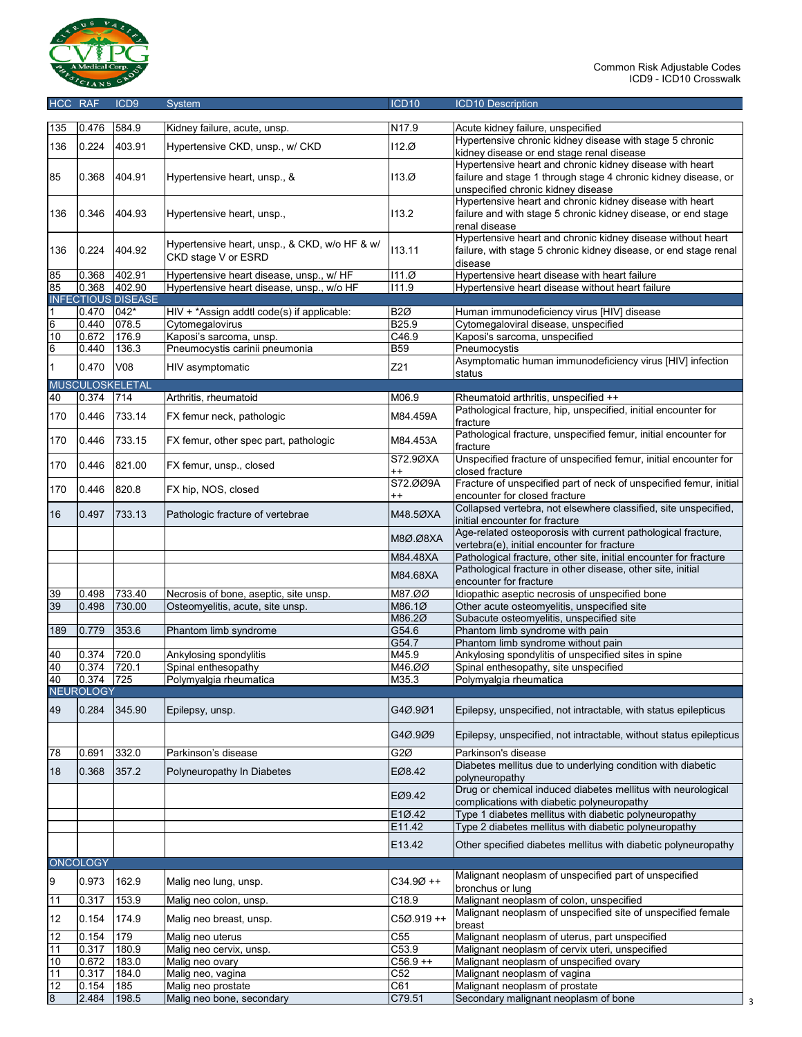Common Risk Adjustable Codes
ICD9 - ICD10 Crosswalk

| HCC | RAF | ICD9 | System | ICD10 | ICD10 Description |
|---|---|---|---|---|---|
| 135 | 0.476 | 584.9 | Kidney failure, acute, unsp. | N17.9 | Acute kidney failure, unspecified |
| 136 | 0.224 | 403.91 | Hypertensive CKD, unsp., w/ CKD | I12.Ø | Hypertensive chronic kidney disease with stage 5 chronic kidney disease or end stage renal disease |
| 85 | 0.368 | 404.91 | Hypertensive heart, unsp., & | I13.Ø | Hypertensive heart and chronic kidney disease with heart failure and stage 1 through stage 4 chronic kidney disease, or unspecified chronic kidney disease |
| 136 | 0.346 | 404.93 | Hypertensive heart, unsp., | I13.2 | Hypertensive heart and chronic kidney disease with heart failure and with stage 5 chronic kidney disease, or end stage renal disease |
| 136 | 0.224 | 404.92 | Hypertensive heart, unsp., & CKD, w/o HF & w/ CKD stage V or ESRD | I13.11 | Hypertensive heart and chronic kidney disease without heart failure, with stage 5 chronic kidney disease, or end stage renal disease |
| 85 | 0.368 | 402.91 | Hypertensive heart disease, unsp., w/ HF | I11.Ø | Hypertensive heart disease with heart failure |
| 85 | 0.368 | 402.90 | Hypertensive heart disease, unsp., w/o HF | I11.9 | Hypertensive heart disease without heart failure |
| **INFECTIOUS DISEASE** | | | | | |
| 1 | 0.470 | 042* | HIV + *Assign addtl code(s) if applicable: | B2Ø | Human immunodeficiency virus [HIV] disease |
| 6 | 0.440 | 078.5 | Cytomegalovirus | B25.9 | Cytomegaloviral disease, unspecified |
| 10 | 0.672 | 176.9 | Kaposi's sarcoma, unsp. | C46.9 | Kaposi's sarcoma, unspecified |
| 6 | 0.440 | 136.3 | Pneumocystis carinii pneumonia | B59 | Pneumocystis |
| 1 | 0.470 | V08 | HIV asymptomatic | Z21 | Asymptomatic human immunodeficiency virus [HIV] infection status |
| **MUSCULOSKELETAL** | | | | | |
| 40 | 0.374 | 714 | Arthritis, rheumatoid | M06.9 | Rheumatoid arthritis, unspecified ++ |
| 170 | 0.446 | 733.14 | FX femur neck, pathologic | M84.459A | Pathological fracture, hip, unspecified, initial encounter for fracture |
| 170 | 0.446 | 733.15 | FX femur, other spec part, pathologic | M84.453A | Pathological fracture, unspecified femur, initial encounter for fracture |
| 170 | 0.446 | 821.00 | FX femur, unsp., closed | S72.9ØXA ++ | Unspecified fracture of unspecified femur, initial encounter for closed fracture |
| 170 | 0.446 | 820.8 | FX hip, NOS, closed | S72.ØØ9A ++ | Fracture of unspecified part of neck of unspecified femur, initial encounter for closed fracture |
| 16 | 0.497 | 733.13 | Pathologic fracture of vertebrae | M48.5ØXA | Collapsed vertebra, not elsewhere classified, site unspecified, initial encounter for fracture |
| | | | | M8Ø.Ø8XA | Age-related osteoporosis with current pathological fracture, vertebra(e), initial encounter for fracture |
| | | | | M84.48XA | Pathological fracture, other site, initial encounter for fracture |
| | | | | M84.68XA | Pathological fracture in other disease, other site, initial encounter for fracture |
| 39 | 0.498 | 733.40 | Necrosis of bone, aseptic, site unsp. | M87.ØØ | Idiopathic aseptic necrosis of unspecified bone |
| 39 | 0.498 | 730.00 | Osteomyelitis, acute, site unsp. | M86.1Ø | Other acute osteomyelitis, unspecified site |
| | | | | M86.2Ø | Subacute osteomyelitis, unspecified site |
| 189 | 0.779 | 353.6 | Phantom limb syndrome | G54.6 | Phantom limb syndrome with pain |
| | | | | G54.7 | Phantom limb syndrome without pain |
| 40 | 0.374 | 720.0 | Ankylosing spondylitis | M45.9 | Ankylosing spondylitis of unspecified sites in spine |
| 40 | 0.374 | 720.1 | Spinal enthesopathy | M46.ØØ | Spinal enthesopathy, site unspecified |
| 40 | 0.374 | 725 | Polymyalgia rheumatica | M35.3 | Polymyalgia rheumatica |
| **NEUROLOGY** | | | | | |
| 49 | 0.284 | 345.90 | Epilepsy, unsp. | G4Ø.9Ø1 | Epilepsy, unspecified, not intractable, with status epilepticus |
| | | | | G4Ø.9Ø9 | Epilepsy, unspecified, not intractable, without status epilepticus |
| 78 | 0.691 | 332.0 | Parkinson's disease | G2Ø | Parkinson's disease |
| 18 | 0.368 | 357.2 | Polyneuropathy In Diabetes | EØ8.42 | Diabetes mellitus due to underlying condition with diabetic polyneuropathy |
| | | | | EØ9.42 | Drug or chemical induced diabetes mellitus with neurological complications with diabetic polyneuropathy |
| | | | | E1Ø.42 | Type 1 diabetes mellitus with diabetic polyneuropathy |
| | | | | E11.42 | Type 2 diabetes mellitus with diabetic polyneuropathy |
| | | | | E13.42 | Other specified diabetes mellitus with diabetic polyneuropathy |
| **ONCOLOGY** | | | | | |
| 9 | 0.973 | 162.9 | Malig neo lung, unsp. | C34.9Ø ++ | Malignant neoplasm of unspecified part of unspecified bronchus or lung |
| 11 | 0.317 | 153.9 | Malig neo colon, unsp. | C18.9 | Malignant neoplasm of colon, unspecified |
| 12 | 0.154 | 174.9 | Malig neo breast, unsp. | C5Ø.919 ++ | Malignant neoplasm of unspecified site of unspecified female breast |
| 12 | 0.154 | 179 | Malig neo uterus | C55 | Malignant neoplasm of uterus, part unspecified |
| 11 | 0.317 | 180.9 | Malig neo cervix, unsp. | C53.9 | Malignant neoplasm of cervix uteri, unspecified |
| 10 | 0.672 | 183.0 | Malig neo ovary | C56.9 ++ | Malignant neoplasm of unspecified ovary |
| 11 | 0.317 | 184.0 | Malig neo, vagina | C52 | Malignant neoplasm of vagina |
| 12 | 0.154 | 185 | Malig neo prostate | C61 | Malignant neoplasm of prostate |
| 8 | 2.484 | 198.5 | Malig neo bone, secondary | C79.51 | Secondary malignant neoplasm of bone |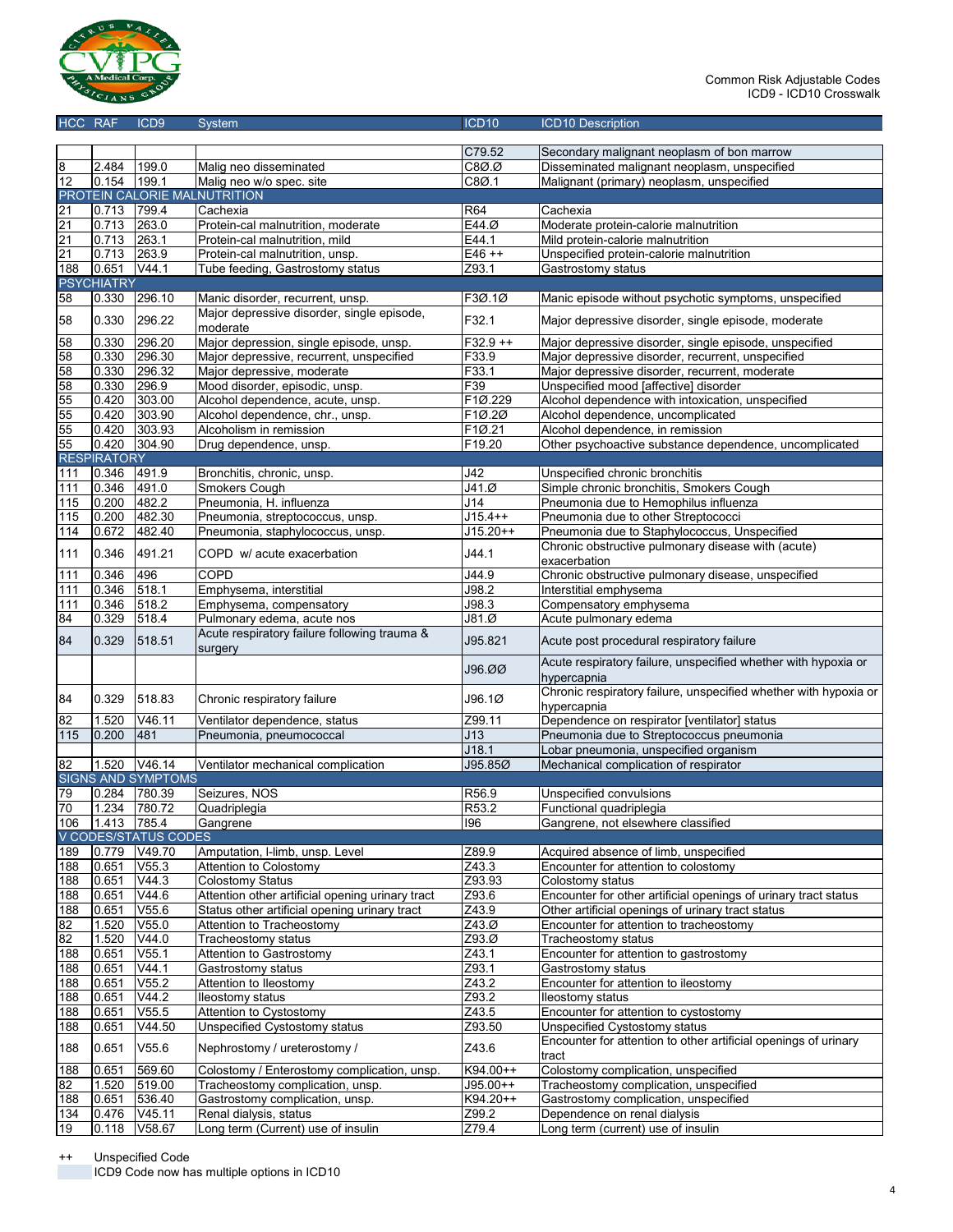Common Risk Adjustable Codes
ICD9 - ICD10 Crosswalk

| HCC | RAF | ICD9 | System | ICD10 | ICD10 Description |
|---|---|---|---|---|---|
| | | | | C79.52 | Secondary malignant neoplasm of bon marrow |
| 8 | 2.484 | 199.0 | Malig neo disseminated | C8Ø.Ø | Disseminated malignant neoplasm, unspecified |
| 12 | 0.154 | 199.1 | Malig neo w/o spec. site | C8Ø.1 | Malignant (primary) neoplasm, unspecified |
| PROTEIN CALORIE MALNUTRITION | | | | | |
| 21 | 0.713 | 799.4 | Cachexia | R64 | Cachexia |
| 21 | 0.713 | 263.0 | Protein-cal malnutrition, moderate | E44.Ø | Moderate protein-calorie malnutrition |
| 21 | 0.713 | 263.1 | Protein-cal malnutrition, mild | E44.1 | Mild protein-calorie malnutrition |
| 21 | 0.713 | 263.9 | Protein-cal malnutrition, unsp. | E46 ++ | Unspecified protein-calorie malnutrition |
| 188 | 0.651 | V44.1 | Tube feeding, Gastrostomy status | Z93.1 | Gastrostomy status |
| PSYCHIATRY | | | | | |
| 58 | 0.330 | 296.10 | Manic disorder, recurrent, unsp. | F3Ø.1Ø | Manic episode without psychotic symptoms, unspecified |
| 58 | 0.330 | 296.22 | Major depressive disorder, single episode, moderate | F32.1 | Major depressive disorder, single episode, moderate |
| 58 | 0.330 | 296.20 | Major depression, single episode, unsp. | F32.9 ++ | Major depressive disorder, single episode, unspecified |
| 58 | 0.330 | 296.30 | Major depressive, recurrent, unspecified | F33.9 | Major depressive disorder, recurrent, unspecified |
| 58 | 0.330 | 296.32 | Major depressive, moderate | F33.1 | Major depressive disorder, recurrent, moderate |
| 58 | 0.330 | 296.9 | Mood disorder, episodic, unsp. | F39 | Unspecified mood [affective] disorder |
| 55 | 0.420 | 303.00 | Alcohol dependence, acute, unsp. | F1Ø.229 | Alcohol dependence with intoxication, unspecified |
| 55 | 0.420 | 303.90 | Alcohol dependence, chr., unsp. | F1Ø.2Ø | Alcohol dependence, uncomplicated |
| 55 | 0.420 | 303.93 | Alcoholism in remission | F1Ø.21 | Alcohol dependence, in remission |
| 55 | 0.420 | 304.90 | Drug dependence, unsp. | F19.20 | Other psychoactive substance dependence, uncomplicated |
| RESPIRATORY | | | | | |
| 111 | 0.346 | 491.9 | Bronchitis, chronic, unsp. | J42 | Unspecified chronic bronchitis |
| 111 | 0.346 | 491.0 | Smokers Cough | J41.Ø | Simple chronic bronchitis, Smokers Cough |
| 115 | 0.200 | 482.2 | Pneumonia, H. influenza | J14 | Pneumonia due to Hemophilus influenza |
| 115 | 0.200 | 482.30 | Pneumonia, streptococcus, unsp. | J15.4++ | Pneumonia due to other Streptococci |
| 114 | 0.672 | 482.40 | Pneumonia, staphylococcus, unsp. | J15.20++ | Pneumonia due to Staphylococcus, Unspecified |
| 111 | 0.346 | 491.21 | COPD w/ acute exacerbation | J44.1 | Chronic obstructive pulmonary disease with (acute) exacerbation |
| 111 | 0.346 | 496 | COPD | J44.9 | Chronic obstructive pulmonary disease, unspecified |
| 111 | 0.346 | 518.1 | Emphysema, interstitial | J98.2 | Interstitial emphysema |
| 111 | 0.346 | 518.2 | Emphysema, compensatory | J98.3 | Compensatory emphysema |
| 84 | 0.329 | 518.4 | Pulmonary edema, acute nos | J81.Ø | Acute pulmonary edema |
| 84 | 0.329 | 518.51 | Acute respiratory failure following trauma & surgery | J95.821 | Acute post procedural respiratory failure |
| | | | | J96.ØØ | Acute respiratory failure, unspecified whether with hypoxia or hypercapnia |
| 84 | 0.329 | 518.83 | Chronic respiratory failure | J96.1Ø | Chronic respiratory failure, unspecified whether with hypoxia or hypercapnia |
| 82 | 1.520 | V46.11 | Ventilator dependence, status | Z99.11 | Dependence on respirator [ventilator] status |
| 115 | 0.200 | 481 | Pneumonia, pneumococcal | J13 | Pneumonia due to Streptococcus pneumonia |
| | | | | J18.1 | Lobar pneumonia, unspecified organism |
| 82 | 1.520 | V46.14 | Ventilator mechanical complication | J95.85Ø | Mechanical complication of respirator |
| SIGNS AND SYMPTOMS | | | | | |
| 79 | 0.284 | 780.39 | Seizures, NOS | R56.9 | Unspecified convulsions |
| 70 | 1.234 | 780.72 | Quadriplegia | R53.2 | Functional quadriplegia |
| 106 | 1.413 | 785.4 | Gangrene | I96 | Gangrene, not elsewhere classified |
| V CODES/STATUS CODES | | | | | |
| 189 | 0.779 | V49.70 | Amputation, l-limb, unsp. Level | Z89.9 | Acquired absence of limb, unspecified |
| 188 | 0.651 | V55.3 | Attention to Colostomy | Z43.3 | Encounter for attention to colostomy |
| 188 | 0.651 | V44.3 | Colostomy Status | Z93.93 | Colostomy status |
| 188 | 0.651 | V44.6 | Attention other artificial opening urinary tract | Z93.6 | Encounter for other artificial openings of urinary tract status |
| 188 | 0.651 | V55.6 | Status other artificial opening urinary tract | Z43.9 | Other artificial openings of urinary tract status |
| 82 | 1.520 | V55.0 | Attention to Tracheostomy | Z43.Ø | Encounter for attention to tracheostomy |
| 82 | 1.520 | V44.0 | Tracheostomy status | Z93.Ø | Tracheostomy status |
| 188 | 0.651 | V55.1 | Attention to Gastrostomy | Z43.1 | Encounter for attention to gastrostomy |
| 188 | 0.651 | V44.1 | Gastrostomy status | Z93.1 | Gastrostomy status |
| 188 | 0.651 | V55.2 | Attention to Ileostomy | Z43.2 | Encounter for attention to ileostomy |
| 188 | 0.651 | V44.2 | Ileostomy status | Z93.2 | Ileostomy status |
| 188 | 0.651 | V55.5 | Attention to Cystostomy | Z43.5 | Encounter for attention to cystostomy |
| 188 | 0.651 | V44.50 | Unspecified Cystostomy status | Z93.50 | Unspecified Cystostomy status |
| 188 | 0.651 | V55.6 | Nephrostomy / ureterostomy / | Z43.6 | Encounter for attention to other artificial openings of urinary tract |
| 188 | 0.651 | 569.60 | Colostomy / Enterostomy complication, unsp. | K94.00++ | Colostomy complication, unspecified |
| 82 | 1.520 | 519.00 | Tracheostomy complication, unsp. | J95.00++ | Tracheostomy complication, unspecified |
| 188 | 0.651 | 536.40 | Gastrostomy complication, unsp. | K94.20++ | Gastrostomy complication, unspecified |
| 134 | 0.476 | V45.11 | Renal dialysis, status | Z99.2 | Dependence on renal dialysis |
| 19 | 0.118 | V58.67 | Long term (Current) use of insulin | Z79.4 | Long term (current) use of insulin |

++ Unspecified Code

ICD9 Code now has multiple options in ICD10